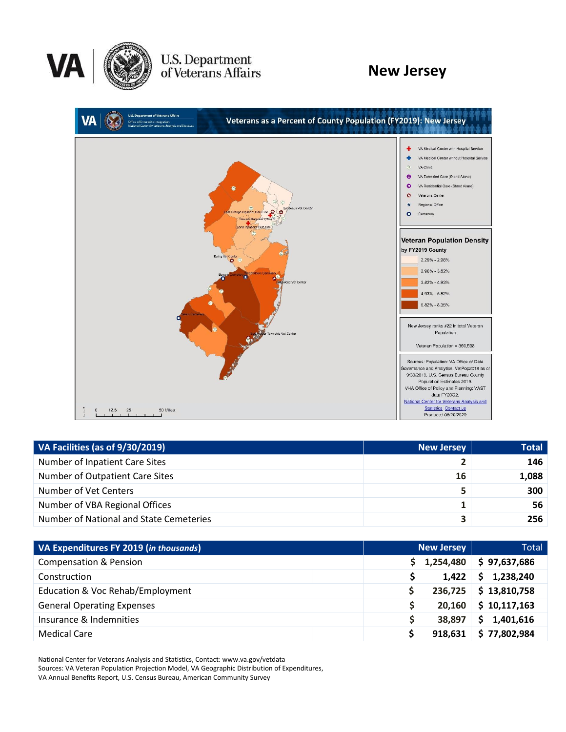# New Jersey

U.S. Department of Veterans Affairs

## Veterans as a Percent of County Population (FY2019): New Jersey

Legend:
- VA Medical Center with Hospital Service
- VA Medical Center without Hospital Service
- VA Clinic
- VA Extended Care (Stand Alone)
- VA Residential Care (Stand Alone)
- Veterans Center
- Regional Office
- Cemetery

**Veteran Population Density by FY2019 County**

- 2.29% - 2.96%
- 2.96% - 3.82%
- 3.82% - 4.93%
- 4.93% - 5.62%
- 5.82% - 8.35%

New Jersey ranks #22 in total Veteran Population

Veteran Population = 350,538

Sources: Population: VA Office of Data Governance and Analytics: VetPop2018 as of 9/30/2019, U.S. Census Bureau County Population Estimates 2019. VHA Office of Policy and Planning: VAST data FY2002. National Center for Veterans Analysis and Statistics Contact us Produced 08/20/2020

| VA Facilities (as of 9/30/2019) | New Jersey | Total |
|---|---|---|
| Number of Inpatient Care Sites | 2 | 146 |
| Number of Outpatient Care Sites | 16 | 1,088 |
| Number of Vet Centers | 5 | 300 |
| Number of VBA Regional Offices | 1 | 56 |
| Number of National and State Cemeteries | 3 | 256 |

| VA Expenditures FY 2019 (*in thousands*) | New Jersey | Total |
|---|---|---|
| Compensation & Pension | $ 1,254,480 | $ 97,637,686 |
| Construction | $ 1,422 | $ 1,238,240 |
| Education & Voc Rehab/Employment | $ 236,725 | $ 13,810,758 |
| General Operating Expenses | $ 20,160 | $ 10,117,163 |
| Insurance & Indemnities | $ 38,897 | $ 1,401,616 |
| Medical Care | $ 918,631 | $ 77,802,984 |

National Center for Veterans Analysis and Statistics, Contact: www.va.gov/vetdata
Sources: VA Veteran Population Projection Model, VA Geographic Distribution of Expenditures, VA Annual Benefits Report, U.S. Census Bureau, American Community Survey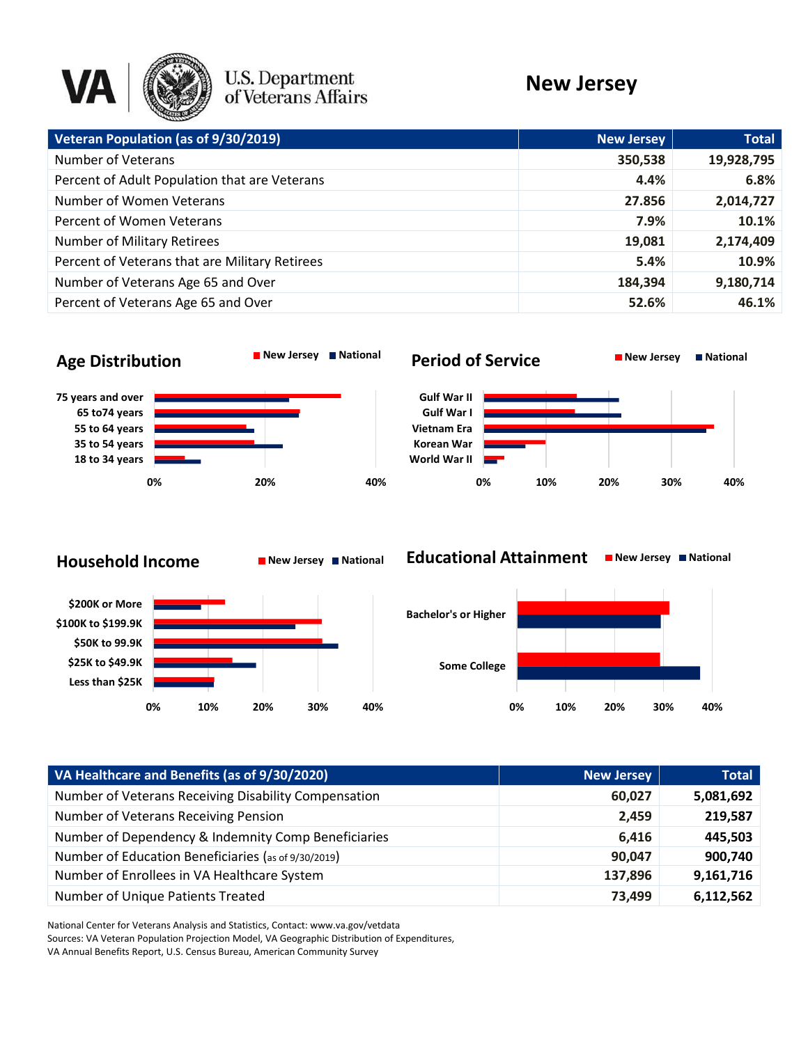# New Jersey

U.S. Department of Veterans Affairs

| Veteran Population (as of 9/30/2019) | New Jersey | Total |
|---|---|---|
| Number of Veterans | 350,538 | 19,928,795 |
| Percent of Adult Population that are Veterans | 4.4% | 6.8% |
| Number of Women Veterans | 27.856 | 2,014,727 |
| Percent of Women Veterans | 7.9% | 10.1% |
| Number of Military Retirees | 19,081 | 2,174,409 |
| Percent of Veterans that are Military Retirees | 5.4% | 10.9% |
| Number of Veterans Age 65 and Over | 184,394 | 9,180,714 |
| Percent of Veterans Age 65 and Over | 52.6% | 46.1% |

## Age Distribution

New Jersey | National

- 75 years and over
- 65 to74 years
- 55 to 64 years
- 35 to 54 years
- 18 to 34 years

0% 20% 40%

## Period of Service

New Jersey | National

- Gulf War II
- Gulf War I
- Vietnam Era
- Korean War
- World War II

0% 10% 20% 30% 40%

## Household Income

New Jersey | National

- $200K or More
- $100K to $199.9K
- $50K to 99.9K
- $25K to $49.9K
- Less than $25K

0% 10% 20% 30% 40%

## Educational Attainment

New Jersey | National

- Bachelor's or Higher
- Some College

0% 10% 20% 30% 40%

| VA Healthcare and Benefits (as of 9/30/2020) | New Jersey | Total |
|---|---|---|
| Number of Veterans Receiving Disability Compensation | 60,027 | 5,081,692 |
| Number of Veterans Receiving Pension | 2,459 | 219,587 |
| Number of Dependency & Indemnity Comp Beneficiaries | 6,416 | 445,503 |
| Number of Education Beneficiaries (as of 9/30/2019) | 90,047 | 900,740 |
| Number of Enrollees in VA Healthcare System | 137,896 | 9,161,716 |
| Number of Unique Patients Treated | 73,499 | 6,112,562 |

National Center for Veterans Analysis and Statistics, Contact: www.va.gov/vetdata
Sources: VA Veteran Population Projection Model, VA Geographic Distribution of Expenditures,
VA Annual Benefits Report, U.S. Census Bureau, American Community Survey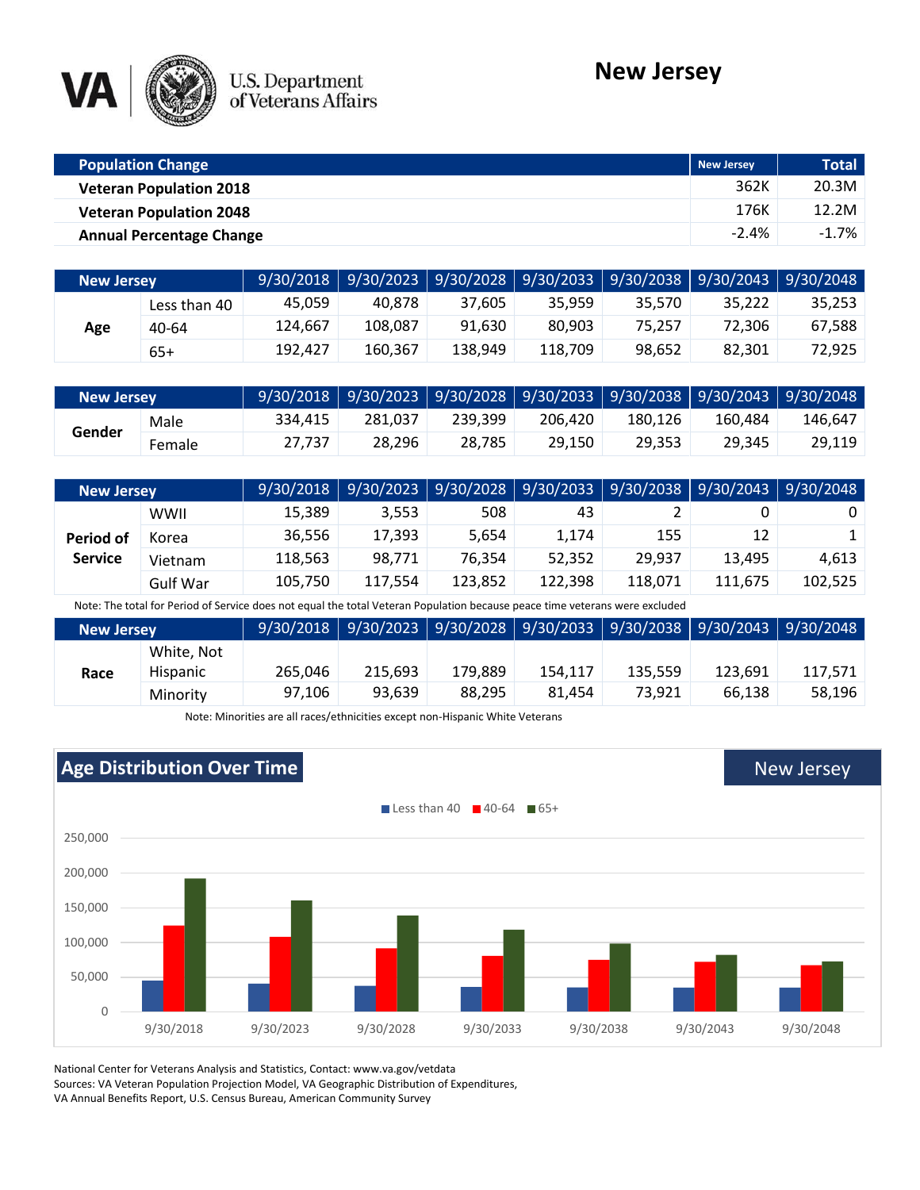U.S. Department of Veterans Affairs

# New Jersey

| Population Change | New Jersey | Total |
|---|---|---|
| **Veteran Population 2018** | 362K | 20.3M |
| **Veteran Population 2048** | 176K | 12.2M |
| **Annual Percentage Change** | -2.4% | -1.7% |

| New Jersey | | 9/30/2018 | 9/30/2023 | 9/30/2028 | 9/30/2033 | 9/30/2038 | 9/30/2043 | 9/30/2048 |
|---|---|---|---|---|---|---|---|---|
| **Age** | Less than 40 | 45,059 | 40,878 | 37,605 | 35,959 | 35,570 | 35,222 | 35,253 |
| | 40-64 | 124,667 | 108,087 | 91,630 | 80,903 | 75,257 | 72,306 | 67,588 |
| | 65+ | 192,427 | 160,367 | 138,949 | 118,709 | 98,652 | 82,301 | 72,925 |

| New Jersey | | 9/30/2018 | 9/30/2023 | 9/30/2028 | 9/30/2033 | 9/30/2038 | 9/30/2043 | 9/30/2048 |
|---|---|---|---|---|---|---|---|---|
| **Gender** | Male | 334,415 | 281,037 | 239,399 | 206,420 | 180,126 | 160,484 | 146,647 |
| | Female | 27,737 | 28,296 | 28,785 | 29,150 | 29,353 | 29,345 | 29,119 |

| New Jersey | | 9/30/2018 | 9/30/2023 | 9/30/2028 | 9/30/2033 | 9/30/2038 | 9/30/2043 | 9/30/2048 |
|---|---|---|---|---|---|---|---|---|
| **Period of Service** | WWII | 15,389 | 3,553 | 508 | 43 | 2 | 0 | 0 |
| | Korea | 36,556 | 17,393 | 5,654 | 1,174 | 155 | 12 | 1 |
| | Vietnam | 118,563 | 98,771 | 76,354 | 52,352 | 29,937 | 13,495 | 4,613 |
| | Gulf War | 105,750 | 117,554 | 123,852 | 122,398 | 118,071 | 111,675 | 102,525 |

Note: The total for Period of Service does not equal the total Veteran Population because peace time veterans were excluded

| New Jersey | | 9/30/2018 | 9/30/2023 | 9/30/2028 | 9/30/2033 | 9/30/2038 | 9/30/2043 | 9/30/2048 |
|---|---|---|---|---|---|---|---|---|
| **Race** | White, Not Hispanic | 265,046 | 215,693 | 179,889 | 154,117 | 135,559 | 123,691 | 117,571 |
| | Minority | 97,106 | 93,639 | 88,295 | 81,454 | 73,921 | 66,138 | 58,196 |

Note: Minorities are all races/ethnicities except non-Hispanic White Veterans

## Age Distribution Over Time

New Jersey

Less than 40
40-64
65+

250,000
200,000
150,000
100,000
50,000
0

9/30/2018
9/30/2023
9/30/2028
9/30/2033
9/30/2038
9/30/2043
9/30/2048

National Center for Veterans Analysis and Statistics, Contact: www.va.gov/vetdata
Sources: VA Veteran Population Projection Model, VA Geographic Distribution of Expenditures, VA Annual Benefits Report, U.S. Census Bureau, American Community Survey